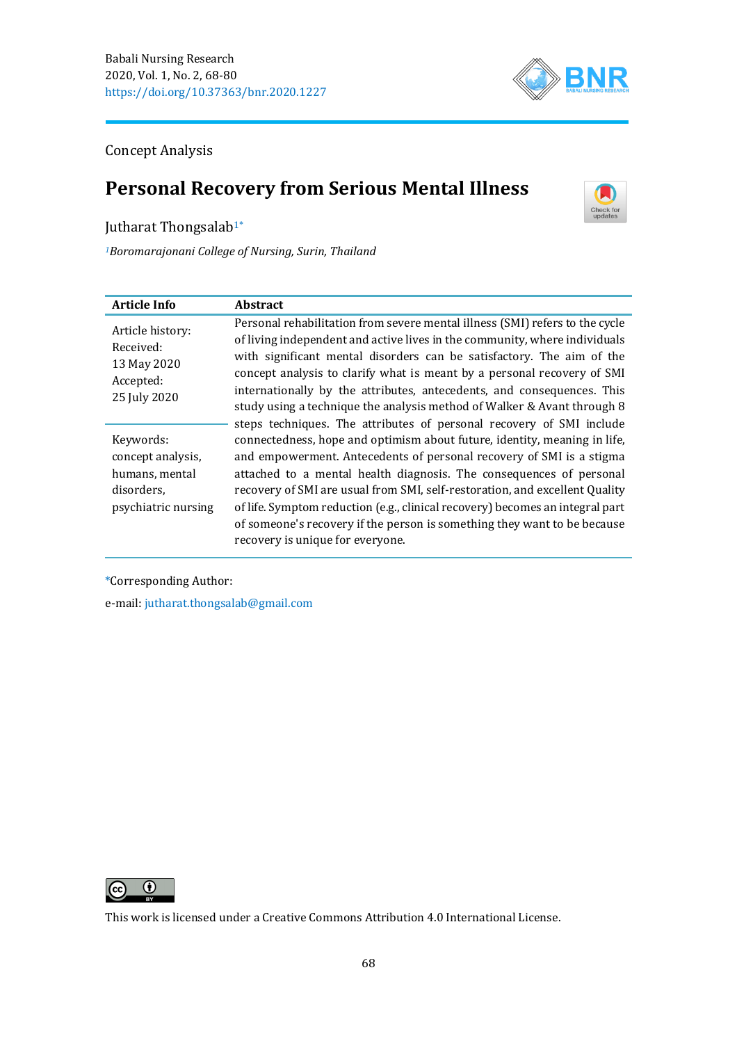Concept Analysis

# Personal Recovery from Serious Mental Illness

Jutharat Thongsalab[1*]

[1]*Boromarajonani College of Nursing, Surin, Thailand*

| Article Info | Abstract |
|---|---|
| Article history: Received: 13 May 2020 Accepted: 25 July 2020 Keywords: concept analysis, humans, mental disorders, psychiatric nursing | Personal rehabilitation from severe mental illness (SMI) refers to the cycle of living independent and active lives in the community, where individuals with significant mental disorders can be satisfactory. The aim of the concept analysis to clarify what is meant by a personal recovery of SMI internationally by the attributes, antecedents, and consequences. This study using a technique the analysis method of Walker & Avant through 8 steps techniques. The attributes of personal recovery of SMI include connectedness, hope and optimism about future, identity, meaning in life, and empowerment. Antecedents of personal recovery of SMI is a stigma attached to a mental health diagnosis. The consequences of personal recovery of SMI are usual from SMI, self-restoration, and excellent Quality of life. Symptom reduction (e.g., clinical recovery) becomes an integral part of someone's recovery if the person is something they want to be because recovery is unique for everyone. |

*Corresponding Author:

e-mail: jutharat.thongsalab@gmail.com

This work is licensed under a Creative Commons Attribution 4.0 International License.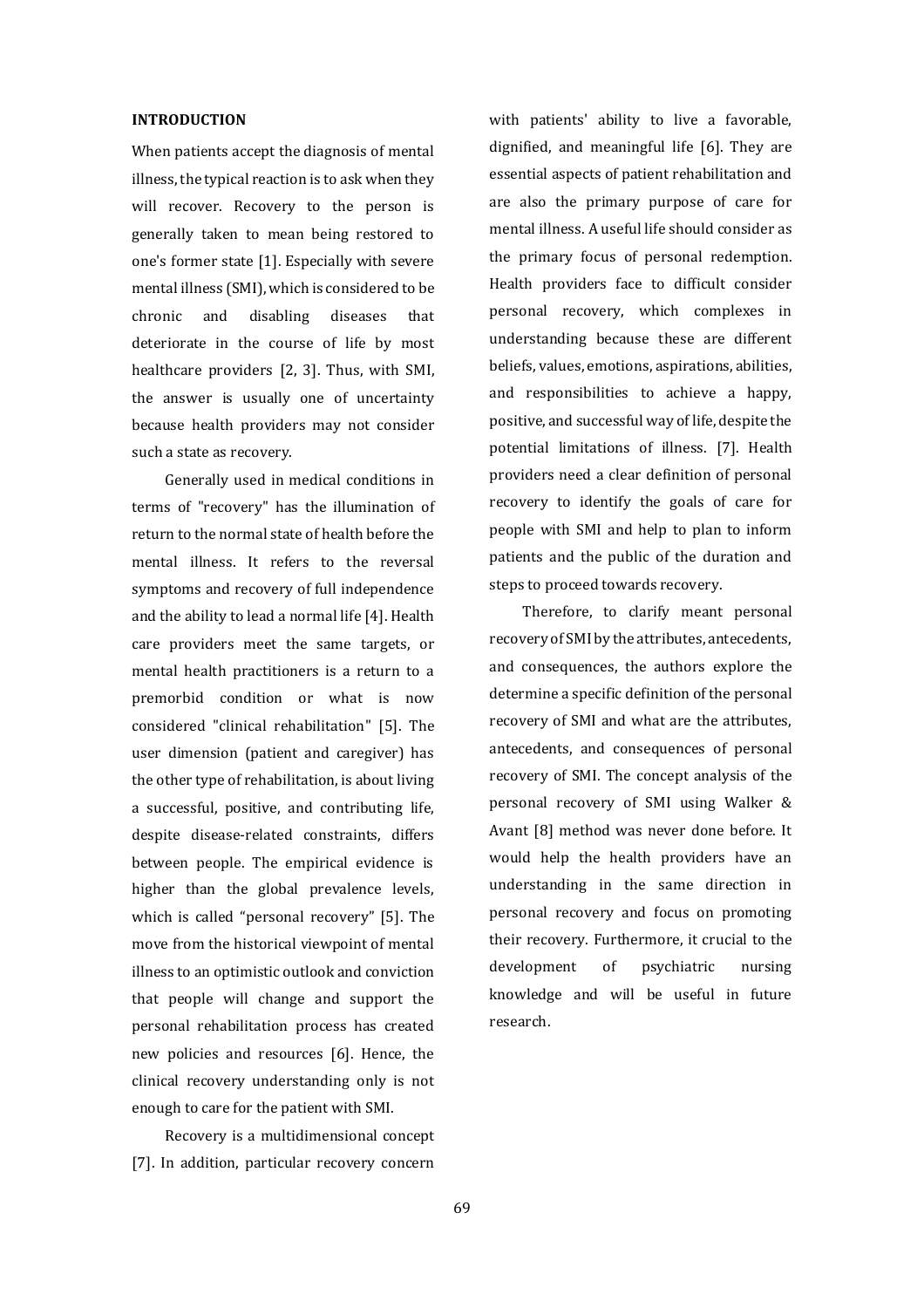## INTRODUCTION

When patients accept the diagnosis of mental illness, the typical reaction is to ask when they will recover. Recovery to the person is generally taken to mean being restored to one's former state [1]. Especially with severe mental illness (SMI), which is considered to be chronic and disabling diseases that deteriorate in the course of life by most healthcare providers [2, 3]. Thus, with SMI, the answer is usually one of uncertainty because health providers may not consider such a state as recovery.

Generally used in medical conditions in terms of "recovery" has the illumination of return to the normal state of health before the mental illness. It refers to the reversal symptoms and recovery of full independence and the ability to lead a normal life [4]. Health care providers meet the same targets, or mental health practitioners is a return to a premorbid condition or what is now considered "clinical rehabilitation" [5]. The user dimension (patient and caregiver) has the other type of rehabilitation, is about living a successful, positive, and contributing life, despite disease-related constraints, differs between people. The empirical evidence is higher than the global prevalence levels, which is called "personal recovery" [5]. The move from the historical viewpoint of mental illness to an optimistic outlook and conviction that people will change and support the personal rehabilitation process has created new policies and resources [6]. Hence, the clinical recovery understanding only is not enough to care for the patient with SMI.

Recovery is a multidimensional concept [7]. In addition, particular recovery concern with patients' ability to live a favorable, dignified, and meaningful life [6]. They are essential aspects of patient rehabilitation and are also the primary purpose of care for mental illness. A useful life should consider as the primary focus of personal redemption. Health providers face to difficult consider personal recovery, which complexes in understanding because these are different beliefs, values, emotions, aspirations, abilities, and responsibilities to achieve a happy, positive, and successful way of life, despite the potential limitations of illness. [7]. Health providers need a clear definition of personal recovery to identify the goals of care for people with SMI and help to plan to inform patients and the public of the duration and steps to proceed towards recovery.

Therefore, to clarify meant personal recovery of SMI by the attributes, antecedents, and consequences, the authors explore the determine a specific definition of the personal recovery of SMI and what are the attributes, antecedents, and consequences of personal recovery of SMI. The concept analysis of the personal recovery of SMI using Walker & Avant [8] method was never done before. It would help the health providers have an understanding in the same direction in personal recovery and focus on promoting their recovery. Furthermore, it crucial to the development of psychiatric nursing knowledge and will be useful in future research.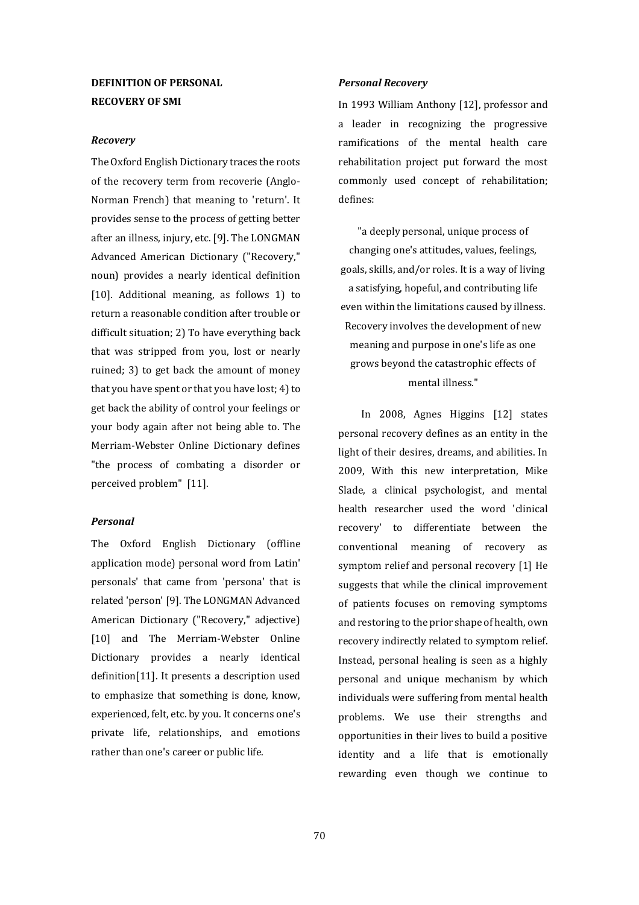## DEFINITION OF PERSONAL RECOVERY OF SMI

### *Recovery*

The Oxford English Dictionary traces the roots of the recovery term from recoverie (Anglo-Norman French) that meaning to 'return'. It provides sense to the process of getting better after an illness, injury, etc. [9]. The LONGMAN Advanced American Dictionary ("Recovery," noun) provides a nearly identical definition [10]. Additional meaning, as follows 1) to return a reasonable condition after trouble or difficult situation; 2) To have everything back that was stripped from you, lost or nearly ruined; 3) to get back the amount of money that you have spent or that you have lost; 4) to get back the ability of control your feelings or your body again after not being able to. The Merriam-Webster Online Dictionary defines "the process of combating a disorder or perceived problem" [11].

### *Personal*

The Oxford English Dictionary (offline application mode) personal word from Latin' personals' that came from 'persona' that is related 'person' [9]. The LONGMAN Advanced American Dictionary ("Recovery," adjective) [10] and The Merriam-Webster Online Dictionary provides a nearly identical definition[11]. It presents a description used to emphasize that something is done, know, experienced, felt, etc. by you. It concerns one's private life, relationships, and emotions rather than one's career or public life.

### *Personal Recovery*

In 1993 William Anthony [12], professor and a leader in recognizing the progressive ramifications of the mental health care rehabilitation project put forward the most commonly used concept of rehabilitation; defines:

> "a deeply personal, unique process of changing one's attitudes, values, feelings, goals, skills, and/or roles. It is a way of living a satisfying, hopeful, and contributing life even within the limitations caused by illness. Recovery involves the development of new meaning and purpose in one's life as one grows beyond the catastrophic effects of mental illness."

In 2008, Agnes Higgins [12] states personal recovery defines as an entity in the light of their desires, dreams, and abilities. In 2009, With this new interpretation, Mike Slade, a clinical psychologist, and mental health researcher used the word 'clinical recovery' to differentiate between the conventional meaning of recovery as symptom relief and personal recovery [1] He suggests that while the clinical improvement of patients focuses on removing symptoms and restoring to the prior shape of health, own recovery indirectly related to symptom relief. Instead, personal healing is seen as a highly personal and unique mechanism by which individuals were suffering from mental health problems. We use their strengths and opportunities in their lives to build a positive identity and a life that is emotionally rewarding even though we continue to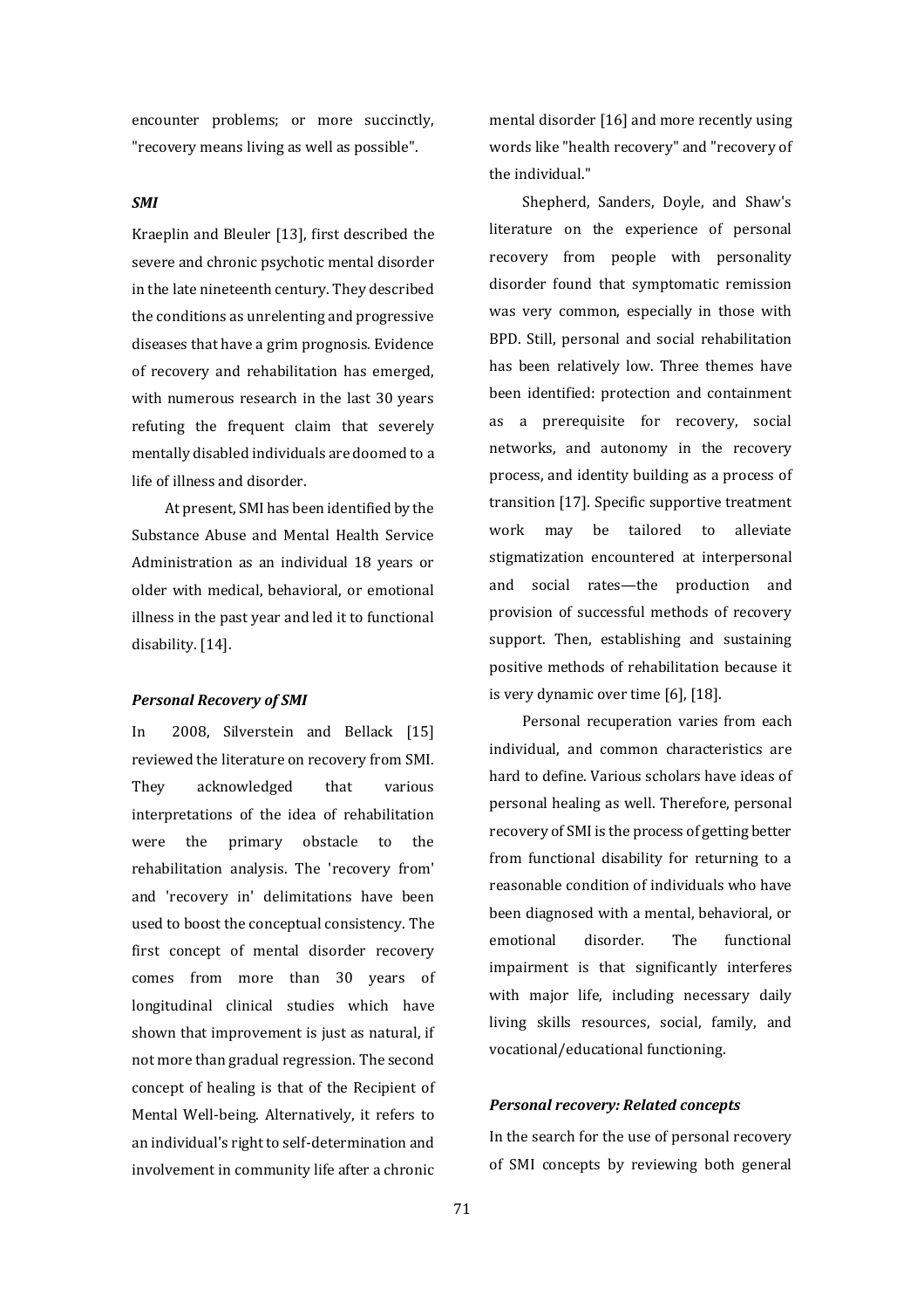encounter problems; or more succinctly, "recovery means living as well as possible".

### *SMI*

Kraeplin and Bleuler [13], first described the severe and chronic psychotic mental disorder in the late nineteenth century. They described the conditions as unrelenting and progressive diseases that have a grim prognosis. Evidence of recovery and rehabilitation has emerged, with numerous research in the last 30 years refuting the frequent claim that severely mentally disabled individuals are doomed to a life of illness and disorder.

At present, SMI has been identified by the Substance Abuse and Mental Health Service Administration as an individual 18 years or older with medical, behavioral, or emotional illness in the past year and led it to functional disability. [14].

### *Personal Recovery of SMI*

In 2008, Silverstein and Bellack [15] reviewed the literature on recovery from SMI. They acknowledged that various interpretations of the idea of rehabilitation were the primary obstacle to the rehabilitation analysis. The 'recovery from' and 'recovery in' delimitations have been used to boost the conceptual consistency. The first concept of mental disorder recovery comes from more than 30 years of longitudinal clinical studies which have shown that improvement is just as natural, if not more than gradual regression. The second concept of healing is that of the Recipient of Mental Well-being. Alternatively, it refers to an individual's right to self-determination and involvement in community life after a chronic mental disorder [16] and more recently using words like "health recovery" and "recovery of the individual."

Shepherd, Sanders, Doyle, and Shaw's literature on the experience of personal recovery from people with personality disorder found that symptomatic remission was very common, especially in those with BPD. Still, personal and social rehabilitation has been relatively low. Three themes have been identified: protection and containment as a prerequisite for recovery, social networks, and autonomy in the recovery process, and identity building as a process of transition [17]. Specific supportive treatment work may be tailored to alleviate stigmatization encountered at interpersonal and social rates—the production and provision of successful methods of recovery support. Then, establishing and sustaining positive methods of rehabilitation because it is very dynamic over time [6], [18].

Personal recuperation varies from each individual, and common characteristics are hard to define. Various scholars have ideas of personal healing as well. Therefore, personal recovery of SMI is the process of getting better from functional disability for returning to a reasonable condition of individuals who have been diagnosed with a mental, behavioral, or emotional disorder. The functional impairment is that significantly interferes with major life, including necessary daily living skills resources, social, family, and vocational/educational functioning.

### *Personal recovery: Related concepts*

In the search for the use of personal recovery of SMI concepts by reviewing both general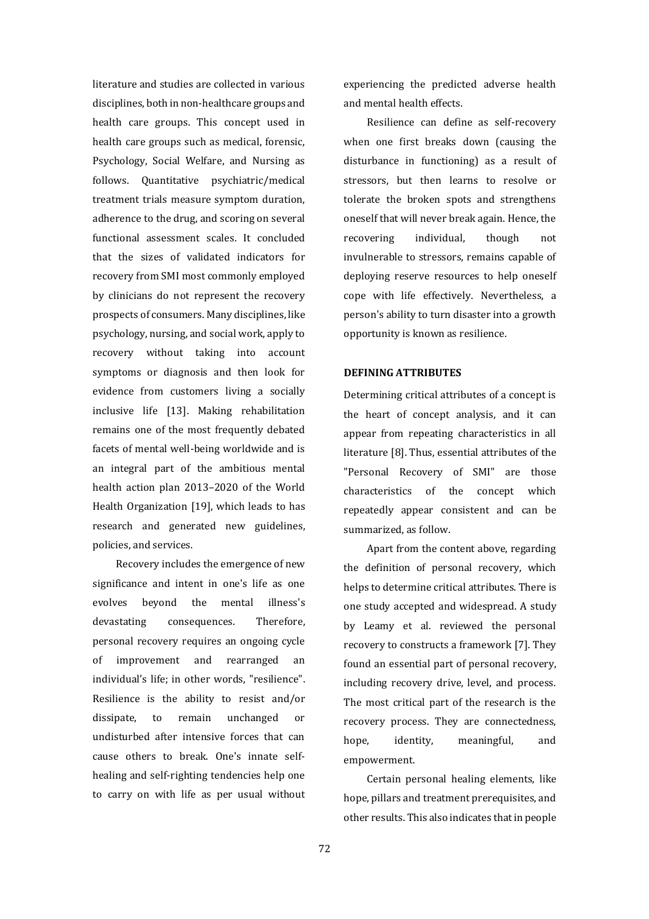literature and studies are collected in various disciplines, both in non-healthcare groups and health care groups. This concept used in health care groups such as medical, forensic, Psychology, Social Welfare, and Nursing as follows. Quantitative psychiatric/medical treatment trials measure symptom duration, adherence to the drug, and scoring on several functional assessment scales. It concluded that the sizes of validated indicators for recovery from SMI most commonly employed by clinicians do not represent the recovery prospects of consumers. Many disciplines, like psychology, nursing, and social work, apply to recovery without taking into account symptoms or diagnosis and then look for evidence from customers living a socially inclusive life [13]. Making rehabilitation remains one of the most frequently debated facets of mental well-being worldwide and is an integral part of the ambitious mental health action plan 2013–2020 of the World Health Organization [19], which leads to has research and generated new guidelines, policies, and services.

Recovery includes the emergence of new significance and intent in one's life as one evolves beyond the mental illness's devastating consequences. Therefore, personal recovery requires an ongoing cycle of improvement and rearranged an individual's life; in other words, "resilience". Resilience is the ability to resist and/or dissipate, to remain unchanged or undisturbed after intensive forces that can cause others to break. One's innate self-healing and self-righting tendencies help one to carry on with life as per usual without experiencing the predicted adverse health and mental health effects.

Resilience can define as self-recovery when one first breaks down (causing the disturbance in functioning) as a result of stressors, but then learns to resolve or tolerate the broken spots and strengthens oneself that will never break again. Hence, the recovering individual, though not invulnerable to stressors, remains capable of deploying reserve resources to help oneself cope with life effectively. Nevertheless, a person's ability to turn disaster into a growth opportunity is known as resilience.

## DEFINING ATTRIBUTES

Determining critical attributes of a concept is the heart of concept analysis, and it can appear from repeating characteristics in all literature [8]. Thus, essential attributes of the "Personal Recovery of SMI" are those characteristics of the concept which repeatedly appear consistent and can be summarized, as follow.

Apart from the content above, regarding the definition of personal recovery, which helps to determine critical attributes. There is one study accepted and widespread. A study by Leamy et al. reviewed the personal recovery to constructs a framework [7]. They found an essential part of personal recovery, including recovery drive, level, and process. The most critical part of the research is the recovery process. They are connectedness, hope, identity, meaningful, and empowerment.

Certain personal healing elements, like hope, pillars and treatment prerequisites, and other results. This also indicates that in people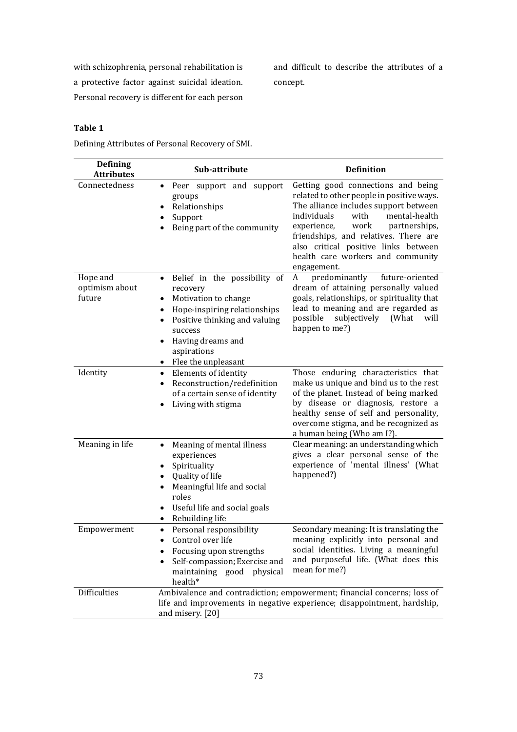with schizophrenia, personal rehabilitation is a protective factor against suicidal ideation. Personal recovery is different for each person and difficult to describe the attributes of a concept.

**Table 1**

Defining Attributes of Personal Recovery of SMI.

| Defining Attributes | Sub-attribute | Definition |
|---|---|---|
| Connectedness | • Peer support and support groups<br>• Relationships<br>• Support<br>• Being part of the community | Getting good connections and being related to other people in positive ways. The alliance includes support between individuals with mental-health experience, work partnerships, friendships, and relatives. There are also critical positive links between health care workers and community engagement. |
| Hope and optimism about future | • Belief in the possibility of recovery<br>• Motivation to change<br>• Hope-inspiring relationships<br>• Positive thinking and valuing success<br>• Having dreams and aspirations<br>• Flee the unpleasant | A predominantly future-oriented dream of attaining personally valued goals, relationships, or spirituality that lead to meaning and are regarded as possible subjectively (What will happen to me?) |
| Identity | • Elements of identity<br>• Reconstruction/redefinition of a certain sense of identity<br>• Living with stigma | Those enduring characteristics that make us unique and bind us to the rest of the planet. Instead of being marked by disease or diagnosis, restore a healthy sense of self and personality, overcome stigma, and be recognized as a human being (Who am I?). |
| Meaning in life | • Meaning of mental illness experiences<br>• Spirituality<br>• Quality of life<br>• Meaningful life and social roles<br>• Useful life and social goals<br>• Rebuilding life | Clear meaning: an understanding which gives a clear personal sense of the experience of 'mental illness' (What happened?) |
| Empowerment | • Personal responsibility<br>• Control over life<br>• Focusing upon strengths<br>• Self-compassion; Exercise and maintaining good physical health* | Secondary meaning: It is translating the meaning explicitly into personal and social identities. Living a meaningful and purposeful life. (What does this mean for me?) |
| Difficulties | Ambivalence and contradiction; empowerment; financial concerns; loss of life and improvements in negative experience; disappointment, hardship, and misery. [20] | |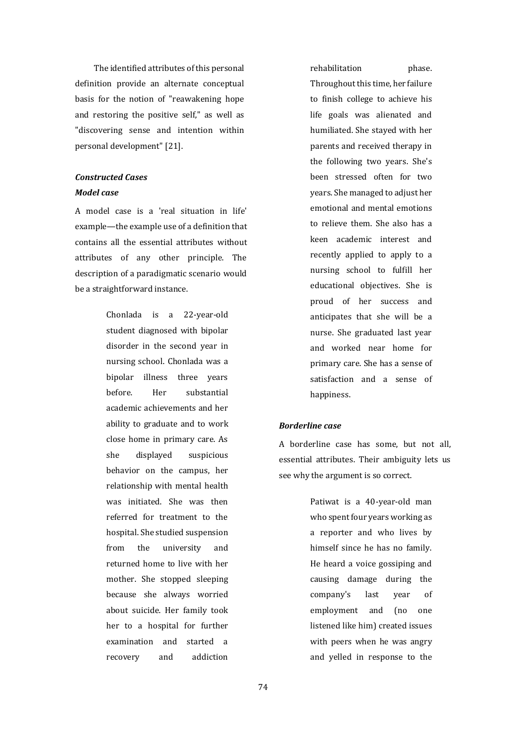The identified attributes of this personal definition provide an alternate conceptual basis for the notion of "reawakening hope and restoring the positive self," as well as "discovering sense and intention within personal development" [21].

***Constructed Cases***

***Model case***

A model case is a 'real situation in life' example—the example use of a definition that contains all the essential attributes without attributes of any other principle. The description of a paradigmatic scenario would be a straightforward instance.

> Chonlada is a 22-year-old student diagnosed with bipolar disorder in the second year in nursing school. Chonlada was a bipolar illness three years before. Her substantial academic achievements and her ability to graduate and to work close home in primary care. As she displayed suspicious behavior on the campus, her relationship with mental health was initiated. She was then referred for treatment to the hospital. She studied suspension from the university and returned home to live with her mother. She stopped sleeping because she always worried about suicide. Her family took her to a hospital for further examination and started a recovery and addiction rehabilitation phase. Throughout this time, her failure to finish college to achieve his life goals was alienated and humiliated. She stayed with her parents and received therapy in the following two years. She's been stressed often for two years. She managed to adjust her emotional and mental emotions to relieve them. She also has a keen academic interest and recently applied to apply to a nursing school to fulfill her educational objectives. She is proud of her success and anticipates that she will be a nurse. She graduated last year and worked near home for primary care. She has a sense of satisfaction and a sense of happiness.

***Borderline case***

A borderline case has some, but not all, essential attributes. Their ambiguity lets us see why the argument is so correct.

> Patiwat is a 40-year-old man who spent four years working as a reporter and who lives by himself since he has no family. He heard a voice gossiping and causing damage during the company's last year of employment and (no one listened like him) created issues with peers when he was angry and yelled in response to the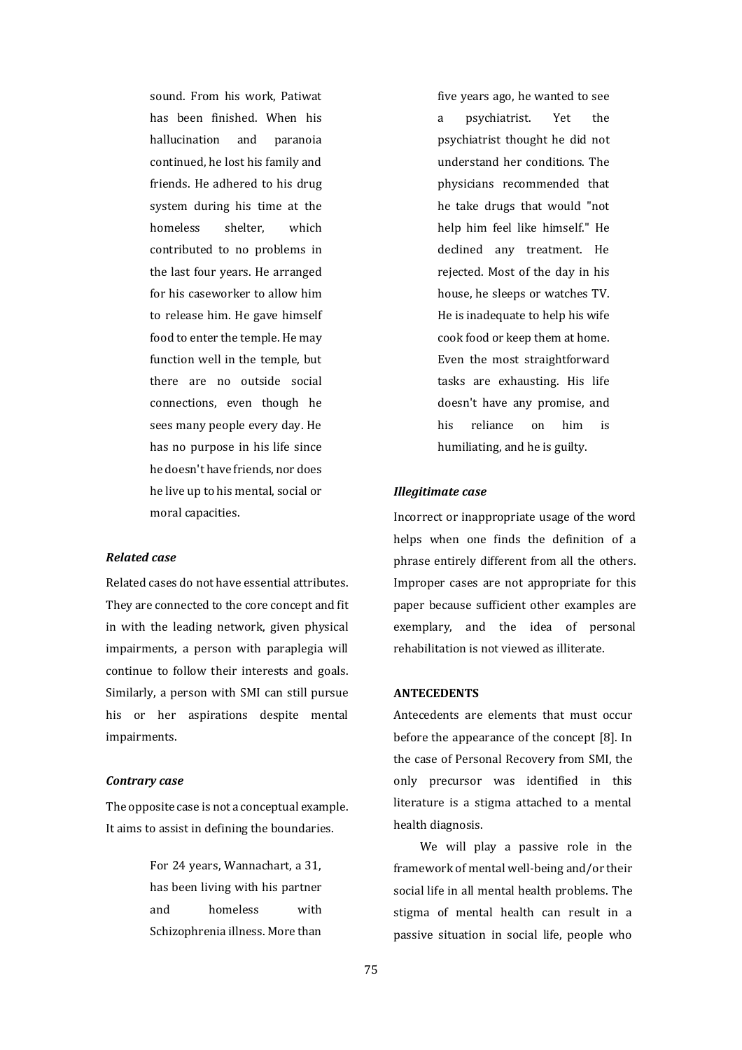sound. From his work, Patiwat has been finished. When his hallucination and paranoia continued, he lost his family and friends. He adhered to his drug system during his time at the homeless shelter, which contributed to no problems in the last four years. He arranged for his caseworker to allow him to release him. He gave himself food to enter the temple. He may function well in the temple, but there are no outside social connections, even though he sees many people every day. He has no purpose in his life since he doesn't have friends, nor does he live up to his mental, social or moral capacities.

### *Related case*

Related cases do not have essential attributes. They are connected to the core concept and fit in with the leading network, given physical impairments, a person with paraplegia will continue to follow their interests and goals. Similarly, a person with SMI can still pursue his or her aspirations despite mental impairments.

### *Contrary case*

The opposite case is not a conceptual example. It aims to assist in defining the boundaries.

> For 24 years, Wannachart, a 31, has been living with his partner and homeless with Schizophrenia illness. More than five years ago, he wanted to see a psychiatrist. Yet the psychiatrist thought he did not understand her conditions. The physicians recommended that he take drugs that would "not help him feel like himself." He declined any treatment. He rejected. Most of the day in his house, he sleeps or watches TV. He is inadequate to help his wife cook food or keep them at home. Even the most straightforward tasks are exhausting. His life doesn't have any promise, and his reliance on him is humiliating, and he is guilty.

### *Illegitimate case*

Incorrect or inappropriate usage of the word helps when one finds the definition of a phrase entirely different from all the others. Improper cases are not appropriate for this paper because sufficient other examples are exemplary, and the idea of personal rehabilitation is not viewed as illiterate.

## ANTECEDENTS

Antecedents are elements that must occur before the appearance of the concept [8]. In the case of Personal Recovery from SMI, the only precursor was identified in this literature is a stigma attached to a mental health diagnosis.

We will play a passive role in the framework of mental well-being and/or their social life in all mental health problems. The stigma of mental health can result in a passive situation in social life, people who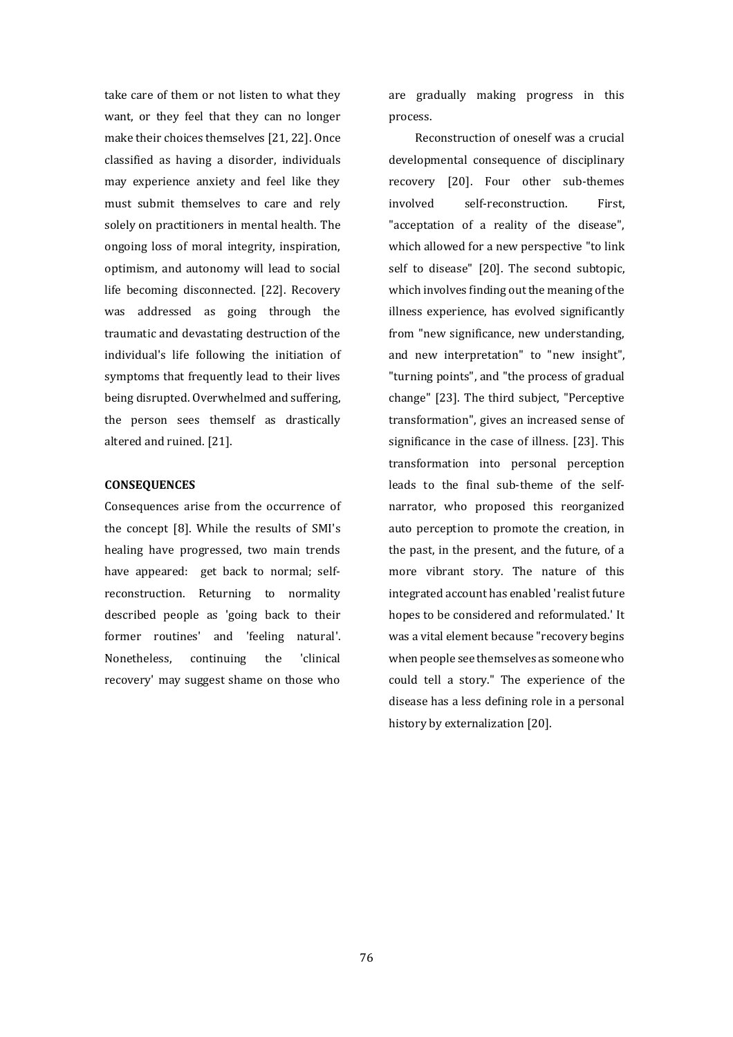take care of them or not listen to what they want, or they feel that they can no longer make their choices themselves [21, 22]. Once classified as having a disorder, individuals may experience anxiety and feel like they must submit themselves to care and rely solely on practitioners in mental health. The ongoing loss of moral integrity, inspiration, optimism, and autonomy will lead to social life becoming disconnected. [22]. Recovery was addressed as going through the traumatic and devastating destruction of the individual's life following the initiation of symptoms that frequently lead to their lives being disrupted. Overwhelmed and suffering, the person sees themself as drastically altered and ruined. [21].

**CONSEQUENCES**

Consequences arise from the occurrence of the concept [8]. While the results of SMI's healing have progressed, two main trends have appeared: get back to normal; self-reconstruction. Returning to normality described people as 'going back to their former routines' and 'feeling natural'. Nonetheless, continuing the 'clinical recovery' may suggest shame on those who are gradually making progress in this process.

Reconstruction of oneself was a crucial developmental consequence of disciplinary recovery [20]. Four other sub-themes involved self-reconstruction. First, "acceptation of a reality of the disease", which allowed for a new perspective "to link self to disease" [20]. The second subtopic, which involves finding out the meaning of the illness experience, has evolved significantly from "new significance, new understanding, and new interpretation" to "new insight", "turning points", and "the process of gradual change" [23]. The third subject, "Perceptive transformation", gives an increased sense of significance in the case of illness. [23]. This transformation into personal perception leads to the final sub-theme of the self-narrator, who proposed this reorganized auto perception to promote the creation, in the past, in the present, and the future, of a more vibrant story. The nature of this integrated account has enabled 'realist future hopes to be considered and reformulated.' It was a vital element because "recovery begins when people see themselves as someone who could tell a story." The experience of the disease has a less defining role in a personal history by externalization [20].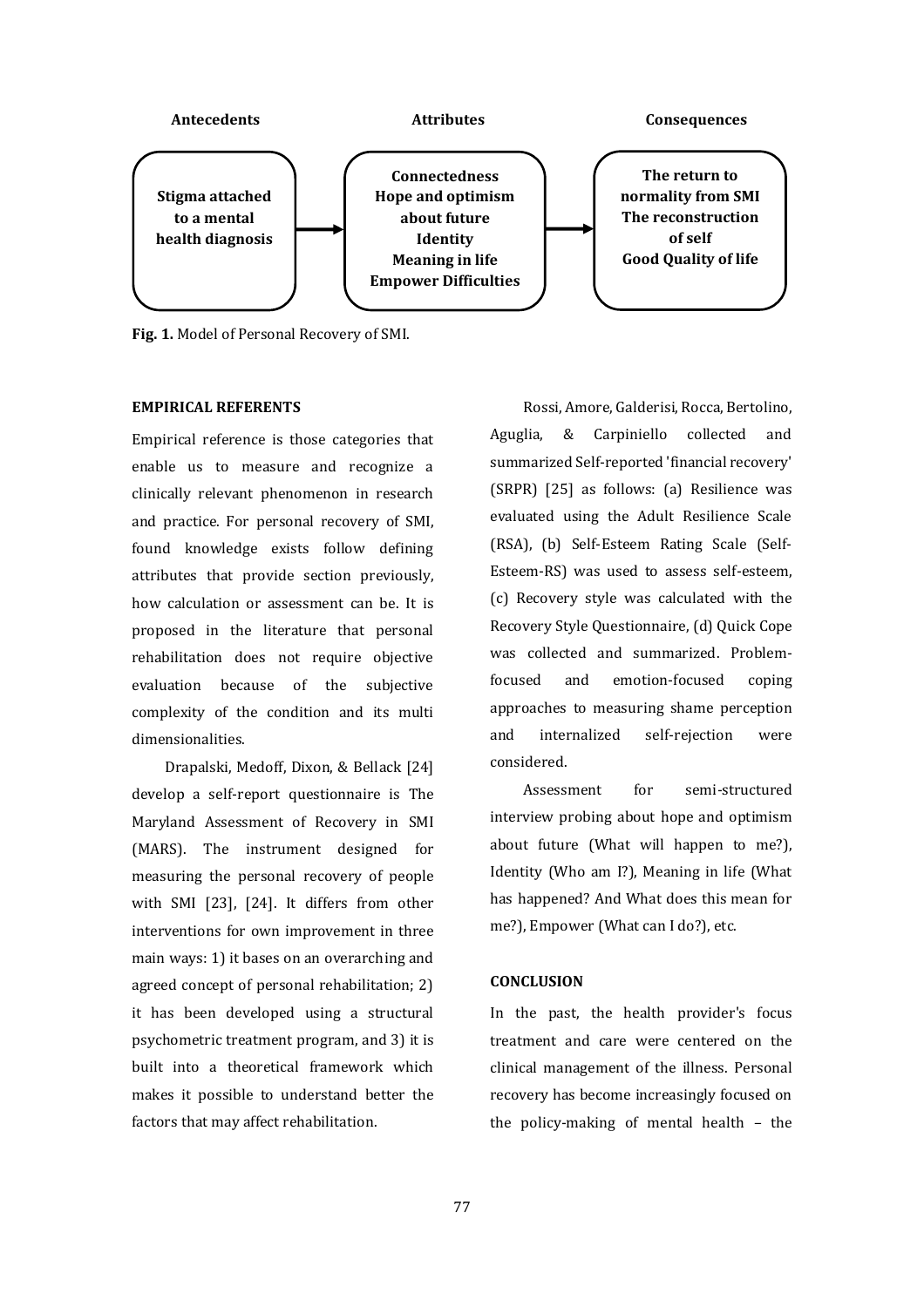| Antecedents | | Attributes | | Consequences |
|---|---|---|---|---|
| Stigma attached to a mental health diagnosis | → | Connectedness<br>Hope and optimism about future<br>Identity<br>Meaning in life<br>Empower Difficulties | → | The return to normality from SMI<br>The reconstruction of self<br>Good Quality of life |

**Fig. 1.** Model of Personal Recovery of SMI.

## EMPIRICAL REFERENTS

Empirical reference is those categories that enable us to measure and recognize a clinically relevant phenomenon in research and practice. For personal recovery of SMI, found knowledge exists follow defining attributes that provide section previously, how calculation or assessment can be. It is proposed in the literature that personal rehabilitation does not require objective evaluation because of the subjective complexity of the condition and its multi dimensionalities.

Drapalski, Medoff, Dixon, & Bellack [24] develop a self-report questionnaire is The Maryland Assessment of Recovery in SMI (MARS). The instrument designed for measuring the personal recovery of people with SMI [23], [24]. It differs from other interventions for own improvement in three main ways: 1) it bases on an overarching and agreed concept of personal rehabilitation; 2) it has been developed using a structural psychometric treatment program, and 3) it is built into a theoretical framework which makes it possible to understand better the factors that may affect rehabilitation.

Rossi, Amore, Galderisi, Rocca, Bertolino, Aguglia, & Carpiniello collected and summarized Self-reported 'financial recovery' (SRPR) [25] as follows: (a) Resilience was evaluated using the Adult Resilience Scale (RSA), (b) Self-Esteem Rating Scale (Self-Esteem-RS) was used to assess self-esteem, (c) Recovery style was calculated with the Recovery Style Questionnaire, (d) Quick Cope was collected and summarized. Problem-focused and emotion-focused coping approaches to measuring shame perception and internalized self-rejection were considered.

Assessment for semi-structured interview probing about hope and optimism about future (What will happen to me?), Identity (Who am I?), Meaning in life (What has happened? And What does this mean for me?), Empower (What can I do?), etc.

## CONCLUSION

In the past, the health provider's focus treatment and care were centered on the clinical management of the illness. Personal recovery has become increasingly focused on the policy-making of mental health – the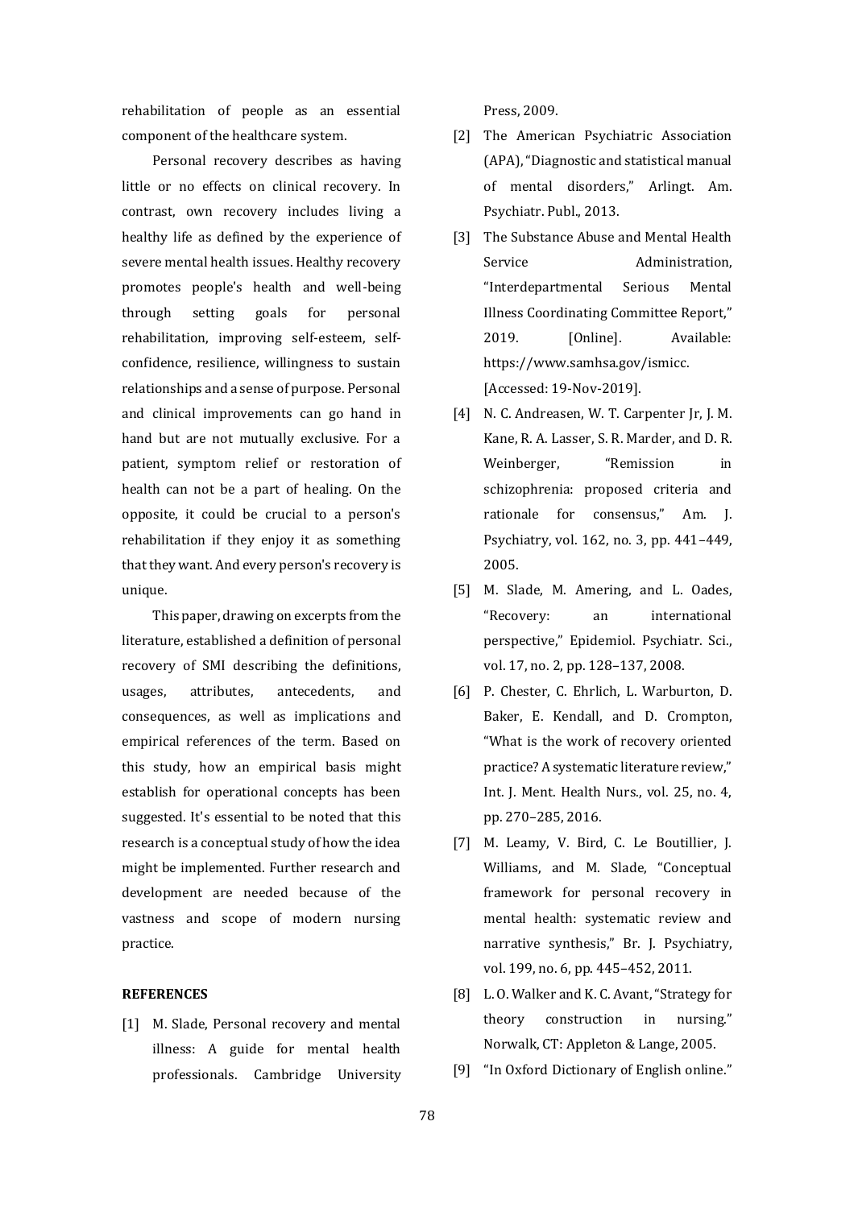rehabilitation of people as an essential component of the healthcare system.

Personal recovery describes as having little or no effects on clinical recovery. In contrast, own recovery includes living a healthy life as defined by the experience of severe mental health issues. Healthy recovery promotes people's health and well-being through setting goals for personal rehabilitation, improving self-esteem, self-confidence, resilience, willingness to sustain relationships and a sense of purpose. Personal and clinical improvements can go hand in hand but are not mutually exclusive. For a patient, symptom relief or restoration of health can not be a part of healing. On the opposite, it could be crucial to a person's rehabilitation if they enjoy it as something that they want. And every person's recovery is unique.

This paper, drawing on excerpts from the literature, established a definition of personal recovery of SMI describing the definitions, usages, attributes, antecedents, and consequences, as well as implications and empirical references of the term. Based on this study, how an empirical basis might establish for operational concepts has been suggested. It's essential to be noted that this research is a conceptual study of how the idea might be implemented. Further research and development are needed because of the vastness and scope of modern nursing practice.

**REFERENCES**

[1] M. Slade, Personal recovery and mental illness: A guide for mental health professionals. Cambridge University Press, 2009.

[2] The American Psychiatric Association (APA), "Diagnostic and statistical manual of mental disorders," Arlingt. Am. Psychiatr. Publ., 2013.

[3] The Substance Abuse and Mental Health Service Administration, "Interdepartmental Serious Mental Illness Coordinating Committee Report," 2019. [Online]. Available: https://www.samhsa.gov/ismicc. [Accessed: 19-Nov-2019].

[4] N. C. Andreasen, W. T. Carpenter Jr, J. M. Kane, R. A. Lasser, S. R. Marder, and D. R. Weinberger, "Remission in schizophrenia: proposed criteria and rationale for consensus," Am. J. Psychiatry, vol. 162, no. 3, pp. 441–449, 2005.

[5] M. Slade, M. Amering, and L. Oades, "Recovery: an international perspective," Epidemiol. Psychiatr. Sci., vol. 17, no. 2, pp. 128–137, 2008.

[6] P. Chester, C. Ehrlich, L. Warburton, D. Baker, E. Kendall, and D. Crompton, "What is the work of recovery oriented practice? A systematic literature review," Int. J. Ment. Health Nurs., vol. 25, no. 4, pp. 270–285, 2016.

[7] M. Leamy, V. Bird, C. Le Boutillier, J. Williams, and M. Slade, "Conceptual framework for personal recovery in mental health: systematic review and narrative synthesis," Br. J. Psychiatry, vol. 199, no. 6, pp. 445–452, 2011.

[8] L. O. Walker and K. C. Avant, "Strategy for theory construction in nursing." Norwalk, CT: Appleton & Lange, 2005.

[9] "In Oxford Dictionary of English online."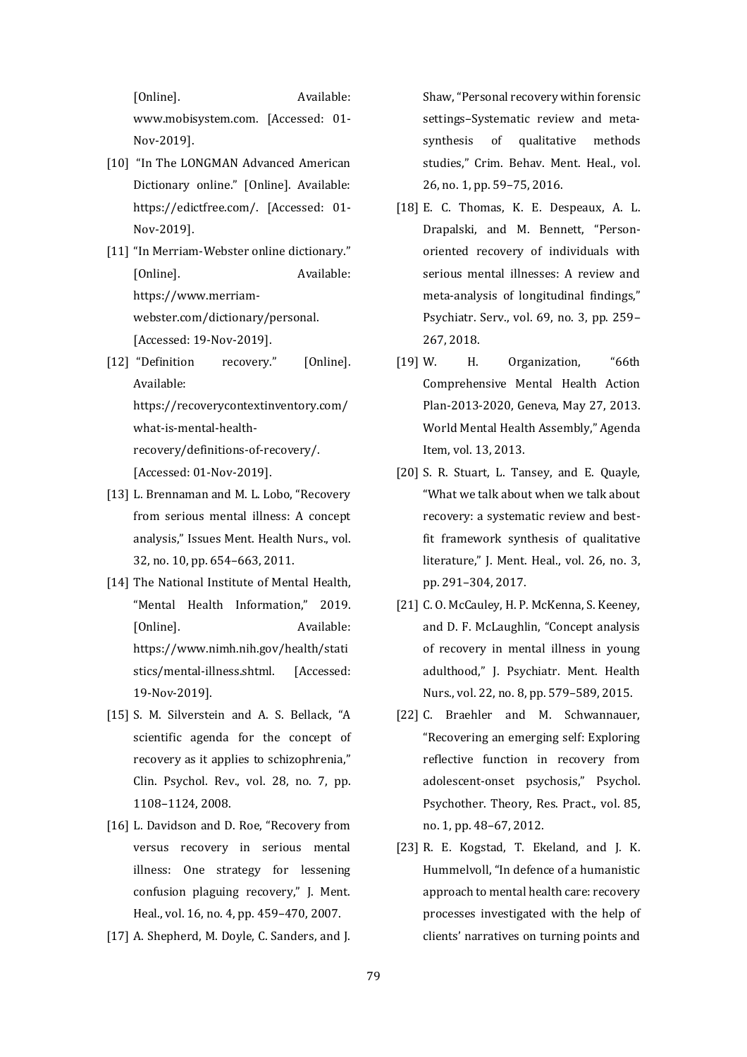[Online]. Available: www.mobisystem.com. [Accessed: 01-Nov-2019].

[10] "In The LONGMAN Advanced American Dictionary online." [Online]. Available: https://edictfree.com/. [Accessed: 01-Nov-2019].

[11] "In Merriam-Webster online dictionary." [Online]. Available: https://www.merriam-webster.com/dictionary/personal. [Accessed: 19-Nov-2019].

[12] "Definition recovery." [Online]. Available: https://recoverycontextinventory.com/what-is-mental-health-recovery/definitions-of-recovery/. [Accessed: 01-Nov-2019].

[13] L. Brennaman and M. L. Lobo, "Recovery from serious mental illness: A concept analysis," Issues Ment. Health Nurs., vol. 32, no. 10, pp. 654–663, 2011.

[14] The National Institute of Mental Health, "Mental Health Information," 2019. [Online]. Available: https://www.nimh.nih.gov/health/statistics/mental-illness.shtml. [Accessed: 19-Nov-2019].

[15] S. M. Silverstein and A. S. Bellack, "A scientific agenda for the concept of recovery as it applies to schizophrenia," Clin. Psychol. Rev., vol. 28, no. 7, pp. 1108–1124, 2008.

[16] L. Davidson and D. Roe, "Recovery from versus recovery in serious mental illness: One strategy for lessening confusion plaguing recovery," J. Ment. Heal., vol. 16, no. 4, pp. 459–470, 2007.

[17] A. Shepherd, M. Doyle, C. Sanders, and J. Shaw, "Personal recovery within forensic settings–Systematic review and meta-synthesis of qualitative methods studies," Crim. Behav. Ment. Heal., vol. 26, no. 1, pp. 59–75, 2016.

[18] E. C. Thomas, K. E. Despeaux, A. L. Drapalski, and M. Bennett, "Person-oriented recovery of individuals with serious mental illnesses: A review and meta-analysis of longitudinal findings," Psychiatr. Serv., vol. 69, no. 3, pp. 259–267, 2018.

[19] W. H. Organization, "66th Comprehensive Mental Health Action Plan-2013-2020, Geneva, May 27, 2013. World Mental Health Assembly," Agenda Item, vol. 13, 2013.

[20] S. R. Stuart, L. Tansey, and E. Quayle, "What we talk about when we talk about recovery: a systematic review and best-fit framework synthesis of qualitative literature," J. Ment. Heal., vol. 26, no. 3, pp. 291–304, 2017.

[21] C. O. McCauley, H. P. McKenna, S. Keeney, and D. F. McLaughlin, "Concept analysis of recovery in mental illness in young adulthood," J. Psychiatr. Ment. Health Nurs., vol. 22, no. 8, pp. 579–589, 2015.

[22] C. Braehler and M. Schwannauer, "Recovering an emerging self: Exploring reflective function in recovery from adolescent-onset psychosis," Psychol. Psychother. Theory, Res. Pract., vol. 85, no. 1, pp. 48–67, 2012.

[23] R. E. Kogstad, T. Ekeland, and J. K. Hummelvoll, "In defence of a humanistic approach to mental health care: recovery processes investigated with the help of clients' narratives on turning points and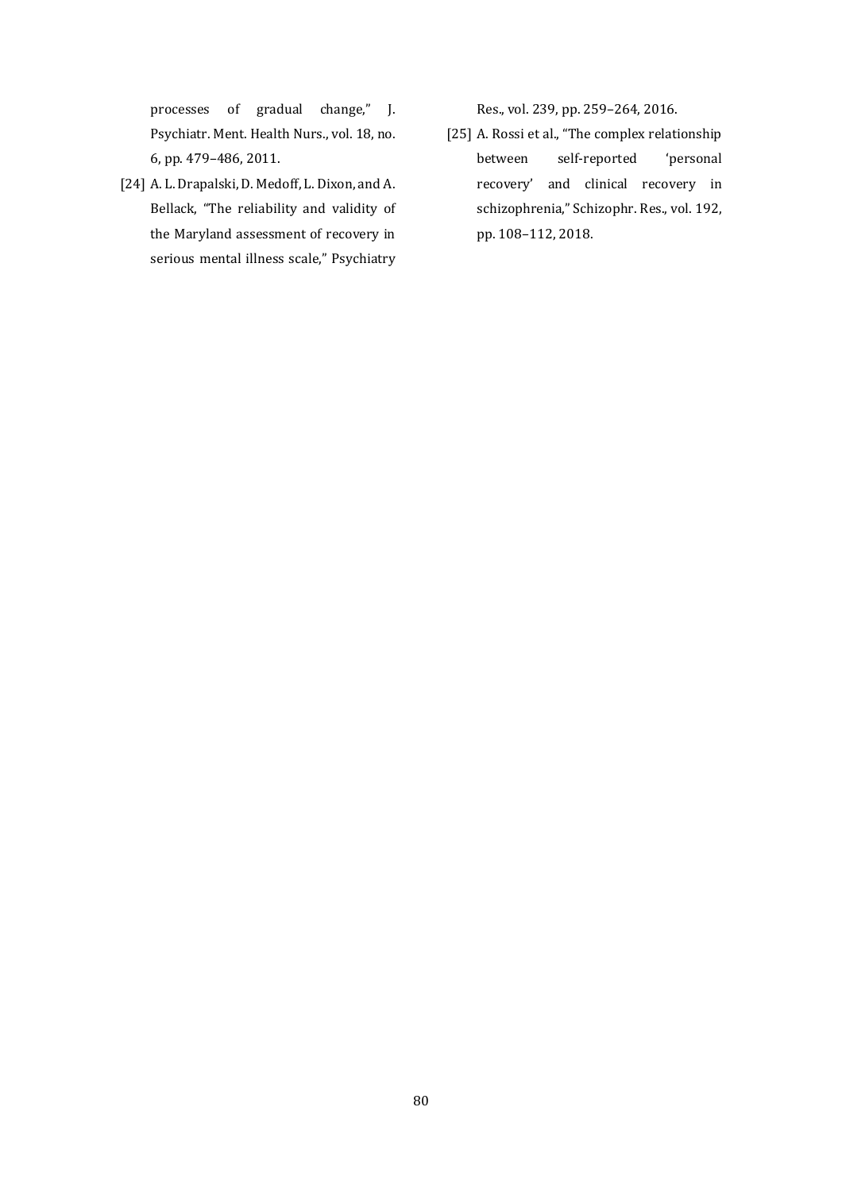processes of gradual change," J. Psychiatr. Ment. Health Nurs., vol. 18, no. 6, pp. 479–486, 2011.

[24] A. L. Drapalski, D. Medoff, L. Dixon, and A. Bellack, "The reliability and validity of the Maryland assessment of recovery in serious mental illness scale," Psychiatry Res., vol. 239, pp. 259–264, 2016.

[25] A. Rossi et al., "The complex relationship between self-reported 'personal recovery' and clinical recovery in schizophrenia," Schizophr. Res., vol. 192, pp. 108–112, 2018.